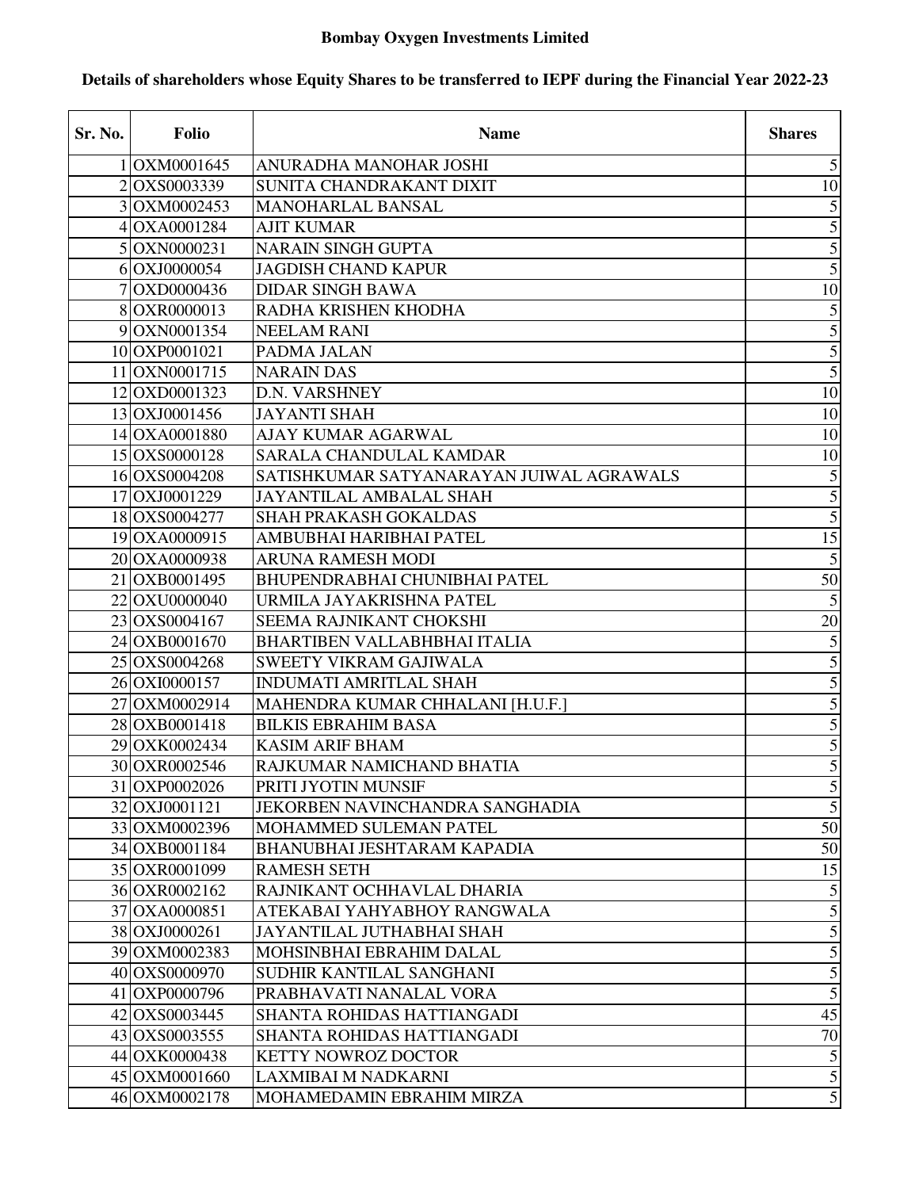**Bombay Oxygen Investments Limited**

**Details of shareholders whose Equity Shares to be transferred to IEPF during the Financial Year 2022-23**

| Sr. No. | Folio | Name | Shares |
|---|---|---|---|
| 1 | OXM0001645 | ANURADHA MANOHAR JOSHI | 5 |
| 2 | OXS0003339 | SUNITA CHANDRAKANT DIXIT | 10 |
| 3 | OXM0002453 | MANOHARLAL BANSAL | 5 |
| 4 | OXA0001284 | AJIT KUMAR | 5 |
| 5 | OXN0000231 | NARAIN SINGH GUPTA | 5 |
| 6 | OXJ0000054 | JAGDISH CHAND KAPUR | 5 |
| 7 | OXD0000436 | DIDAR SINGH BAWA | 10 |
| 8 | OXR0000013 | RADHA KRISHEN KHODHA | 5 |
| 9 | OXN0001354 | NEELAM RANI | 5 |
| 10 | OXP0001021 | PADMA JALAN | 5 |
| 11 | OXN0001715 | NARAIN DAS | 5 |
| 12 | OXD0001323 | D.N. VARSHNEY | 10 |
| 13 | OXJ0001456 | JAYANTI SHAH | 10 |
| 14 | OXA0001880 | AJAY KUMAR AGARWAL | 10 |
| 15 | OXS0000128 | SARALA CHANDULAL KAMDAR | 10 |
| 16 | OXS0004208 | SATISHKUMAR SATYANARAYAN JUIWAL AGRAWALS | 5 |
| 17 | OXJ0001229 | JAYANTILAL AMBALAL SHAH | 5 |
| 18 | OXS0004277 | SHAH PRAKASH GOKALDAS | 5 |
| 19 | OXA0000915 | AMBUBHAI HARIBHAI PATEL | 15 |
| 20 | OXA0000938 | ARUNA RAMESH MODI | 5 |
| 21 | OXB0001495 | BHUPENDRABHAI CHUNIBHAI PATEL | 50 |
| 22 | OXU0000040 | URMILA JAYAKRISHNA PATEL | 5 |
| 23 | OXS0004167 | SEEMA RAJNIKANT CHOKSHI | 20 |
| 24 | OXB0001670 | BHARTIBEN VALLABHBHAI ITALIA | 5 |
| 25 | OXS0004268 | SWEETY VIKRAM GAJIWALA | 5 |
| 26 | OXI0000157 | INDUMATI AMRITLAL SHAH | 5 |
| 27 | OXM0002914 | MAHENDRA KUMAR CHHALANI [H.U.F.] | 5 |
| 28 | OXB0001418 | BILKIS EBRAHIM BASA | 5 |
| 29 | OXK0002434 | KASIM ARIF BHAM | 5 |
| 30 | OXR0002546 | RAJKUMAR NAMICHAND BHATIA | 5 |
| 31 | OXP0002026 | PRITI JYOTIN MUNSIF | 5 |
| 32 | OXJ0001121 | JEKORBEN NAVINCHANDRA SANGHADIA | 5 |
| 33 | OXM0002396 | MOHAMMED SULEMAN PATEL | 50 |
| 34 | OXB0001184 | BHANUBHAI JESHTARAM KAPADIA | 50 |
| 35 | OXR0001099 | RAMESH SETH | 15 |
| 36 | OXR0002162 | RAJNIKANT OCHHAVLAL DHARIA | 5 |
| 37 | OXA0000851 | ATEKABAI YAHYABHOY RANGWALA | 5 |
| 38 | OXJ0000261 | JAYANTILAL JUTHABHAI SHAH | 5 |
| 39 | OXM0002383 | MOHSINBHAI EBRAHIM DALAL | 5 |
| 40 | OXS0000970 | SUDHIR KANTILAL SANGHANI | 5 |
| 41 | OXP0000796 | PRABHAVATI NANALAL VORA | 5 |
| 42 | OXS0003445 | SHANTA ROHIDAS HATTIANGADI | 45 |
| 43 | OXS0003555 | SHANTA ROHIDAS HATTIANGADI | 70 |
| 44 | OXK0000438 | KETTY NOWROZ DOCTOR | 5 |
| 45 | OXM0001660 | LAXMIBAI M NADKARNI | 5 |
| 46 | OXM0002178 | MOHAMEDAMIN EBRAHIM MIRZA | 5 |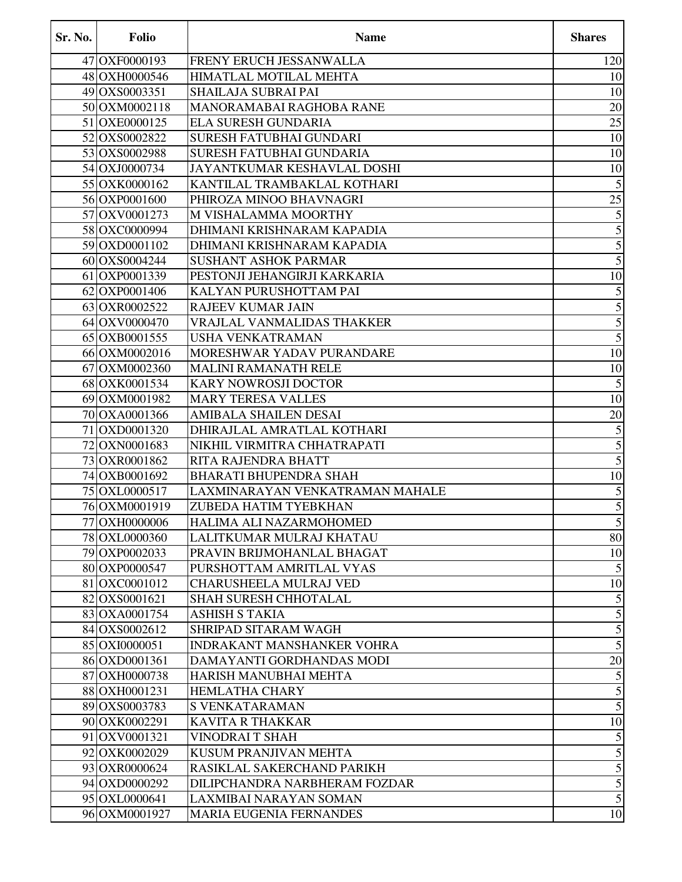| Sr. No. | Folio | Name | Shares |
|---|---|---|---|
| 47 | OXF0000193 | FRENY ERUCH JESSANWALLA | 120 |
| 48 | OXH0000546 | HIMATLAL MOTILAL MEHTA | 10 |
| 49 | OXS0003351 | SHAILAJA SUBRAI PAI | 10 |
| 50 | OXM0002118 | MANORAMABAI RAGHOBA RANE | 20 |
| 51 | OXE0000125 | ELA SURESH GUNDARIA | 25 |
| 52 | OXS0002822 | SURESH FATUBHAI GUNDARI | 10 |
| 53 | OXS0002988 | SURESH FATUBHAI GUNDARIA | 10 |
| 54 | OXJ0000734 | JAYANTKUMAR KESHAVLAL DOSHI | 10 |
| 55 | OXK0000162 | KANTILAL TRAMBAKLAL KOTHARI | 5 |
| 56 | OXP0001600 | PHIROZA MINOO BHAVNAGRI | 25 |
| 57 | OXV0001273 | M VISHALAMMA MOORTHY | 5 |
| 58 | OXC0000994 | DHIMANI KRISHNARAM KAPADIA | 5 |
| 59 | OXD0001102 | DHIMANI KRISHNARAM KAPADIA | 5 |
| 60 | OXS0004244 | SUSHANT ASHOK PARMAR | 5 |
| 61 | OXP0001339 | PESTONJI JEHANGIRJI KARKARIA | 10 |
| 62 | OXP0001406 | KALYAN PURUSHOTTAM PAI | 5 |
| 63 | OXR0002522 | RAJEEV KUMAR JAIN | 5 |
| 64 | OXV0000470 | VRAJLAL VANMALIDAS THAKKER | 5 |
| 65 | OXB0001555 | USHA VENKATRAMAN | 5 |
| 66 | OXM0002016 | MORESHWAR YADAV PURANDARE | 10 |
| 67 | OXM0002360 | MALINI RAMANATH RELE | 10 |
| 68 | OXK0001534 | KARY NOWROSJI DOCTOR | 5 |
| 69 | OXM0001982 | MARY TERESA VALLES | 10 |
| 70 | OXA0001366 | AMIBALA SHAILEN DESAI | 20 |
| 71 | OXD0001320 | DHIRAJLAL AMRATLAL KOTHARI | 5 |
| 72 | OXN0001683 | NIKHIL VIRMITRA CHHATRAPATI | 5 |
| 73 | OXR0001862 | RITA RAJENDRA BHATT | 5 |
| 74 | OXB0001692 | BHARATI BHUPENDRA SHAH | 10 |
| 75 | OXL0000517 | LAXMINARAYAN VENKATRAMAN MAHALE | 5 |
| 76 | OXM0001919 | ZUBEDA HATIM TYEBKHAN | 5 |
| 77 | OXH0000006 | HALIMA ALI NAZARMOHOMED | 5 |
| 78 | OXL0000360 | LALITKUMAR MULRAJ KHATAU | 80 |
| 79 | OXP0002033 | PRAVIN BRIJMOHANLAL BHAGAT | 10 |
| 80 | OXP0000547 | PURSHOTTAM AMRITLAL VYAS | 5 |
| 81 | OXC0001012 | CHARUSHEELA MULRAJ VED | 10 |
| 82 | OXS0001621 | SHAH SURESH CHHOTALAL | 5 |
| 83 | OXA0001754 | ASHISH S TAKIA | 5 |
| 84 | OXS0002612 | SHRIPAD SITARAM WAGH | 5 |
| 85 | OXI0000051 | INDRAKANT MANSHANKER VOHRA | 5 |
| 86 | OXD0001361 | DAMAYANTI GORDHANDAS MODI | 20 |
| 87 | OXH0000738 | HARISH MANUBHAI MEHTA | 5 |
| 88 | OXH0001231 | HEMLATHA CHARY | 5 |
| 89 | OXS0003783 | S VENKATARAMAN | 5 |
| 90 | OXK0002291 | KAVITA R THAKKAR | 10 |
| 91 | OXV0001321 | VINODRAI T SHAH | 5 |
| 92 | OXK0002029 | KUSUM PRANJIVAN MEHTA | 5 |
| 93 | OXR0000624 | RASIKLAL SAKERCHAND PARIKH | 5 |
| 94 | OXD0000292 | DILIPCHANDRA NARBHERAM FOZDAR | 5 |
| 95 | OXL0000641 | LAXMIBAI NARAYAN SOMAN | 5 |
| 96 | OXM0001927 | MARIA EUGENIA FERNANDES | 10 |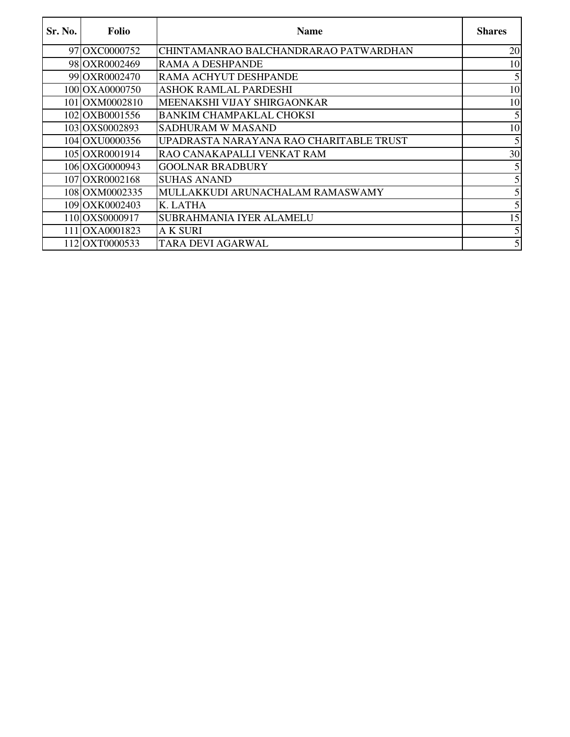| Sr. No. | Folio | Name | Shares |
|---|---|---|---|
| 97 | OXC0000752 | CHINTAMANRAO BALCHANDRARAO PATWARDHAN | 20 |
| 98 | OXR0002469 | RAMA A DESHPANDE | 10 |
| 99 | OXR0002470 | RAMA ACHYUT DESHPANDE | 5 |
| 100 | OXA0000750 | ASHOK RAMLAL PARDESHI | 10 |
| 101 | OXM0002810 | MEENAKSHI VIJAY SHIRGAONKAR | 10 |
| 102 | OXB0001556 | BANKIM CHAMPAKLAL CHOKSI | 5 |
| 103 | OXS0002893 | SADHURAM W MASAND | 10 |
| 104 | OXU0000356 | UPADRASTA NARAYANA RAO CHARITABLE TRUST | 5 |
| 105 | OXR0001914 | RAO CANAKAPALLI VENKAT RAM | 30 |
| 106 | OXG0000943 | GOOLNAR BRADBURY | 5 |
| 107 | OXR0002168 | SUHAS ANAND | 5 |
| 108 | OXM0002335 | MULLAKKUDI ARUNACHALAM RAMASWAMY | 5 |
| 109 | OXK0002403 | K. LATHA | 5 |
| 110 | OXS0000917 | SUBRAHMANIA IYER ALAMELU | 15 |
| 111 | OXA0001823 | A K SURI | 5 |
| 112 | OXT0000533 | TARA DEVI AGARWAL | 5 |